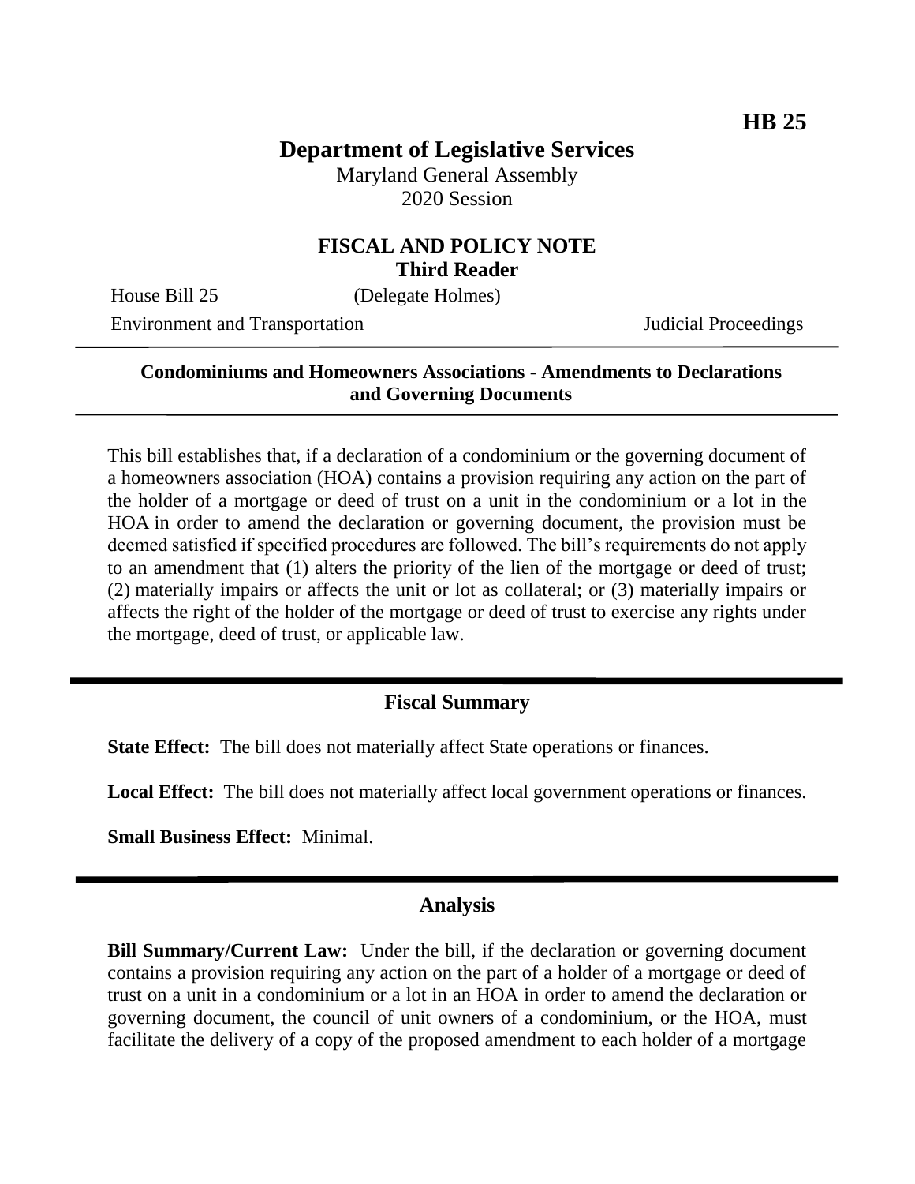**HB 25**

# Department of Legislative Services

Maryland General Assembly
2020 Session

## FISCAL AND POLICY NOTE
**Third Reader**

House Bill 25 (Delegate Holmes)

Environment and Transportation Judicial Proceedings

**Condominiums and Homeowners Associations - Amendments to Declarations and Governing Documents**

This bill establishes that, if a declaration of a condominium or the governing document of a homeowners association (HOA) contains a provision requiring any action on the part of the holder of a mortgage or deed of trust on a unit in the condominium or a lot in the HOA in order to amend the declaration or governing document, the provision must be deemed satisfied if specified procedures are followed. The bill's requirements do not apply to an amendment that (1) alters the priority of the lien of the mortgage or deed of trust; (2) materially impairs or affects the unit or lot as collateral; or (3) materially impairs or affects the right of the holder of the mortgage or deed of trust to exercise any rights under the mortgage, deed of trust, or applicable law.

## Fiscal Summary

**State Effect:** The bill does not materially affect State operations or finances.

**Local Effect:** The bill does not materially affect local government operations or finances.

**Small Business Effect:** Minimal.

## Analysis

**Bill Summary/Current Law:** Under the bill, if the declaration or governing document contains a provision requiring any action on the part of a holder of a mortgage or deed of trust on a unit in a condominium or a lot in an HOA in order to amend the declaration or governing document, the council of unit owners of a condominium, or the HOA, must facilitate the delivery of a copy of the proposed amendment to each holder of a mortgage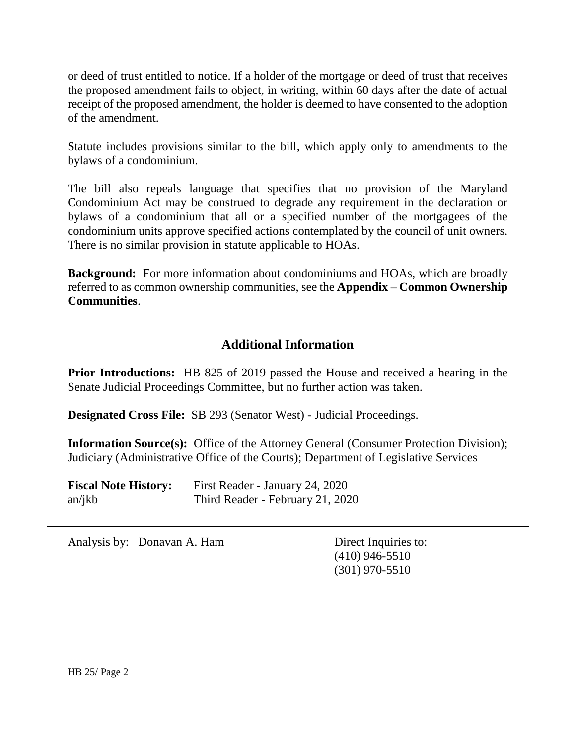or deed of trust entitled to notice. If a holder of the mortgage or deed of trust that receives the proposed amendment fails to object, in writing, within 60 days after the date of actual receipt of the proposed amendment, the holder is deemed to have consented to the adoption of the amendment.

Statute includes provisions similar to the bill, which apply only to amendments to the bylaws of a condominium.

The bill also repeals language that specifies that no provision of the Maryland Condominium Act may be construed to degrade any requirement in the declaration or bylaws of a condominium that all or a specified number of the mortgagees of the condominium units approve specified actions contemplated by the council of unit owners. There is no similar provision in statute applicable to HOAs.

**Background:** For more information about condominiums and HOAs, which are broadly referred to as common ownership communities, see the **Appendix – Common Ownership Communities**.

## Additional Information

**Prior Introductions:** HB 825 of 2019 passed the House and received a hearing in the Senate Judicial Proceedings Committee, but no further action was taken.

**Designated Cross File:** SB 293 (Senator West) - Judicial Proceedings.

**Information Source(s):** Office of the Attorney General (Consumer Protection Division); Judiciary (Administrative Office of the Courts); Department of Legislative Services

**Fiscal Note History:** First Reader - January 24, 2020
an/jkb Third Reader - February 21, 2020

Analysis by: Donavan A. Ham

Direct Inquiries to:
(410) 946-5510
(301) 970-5510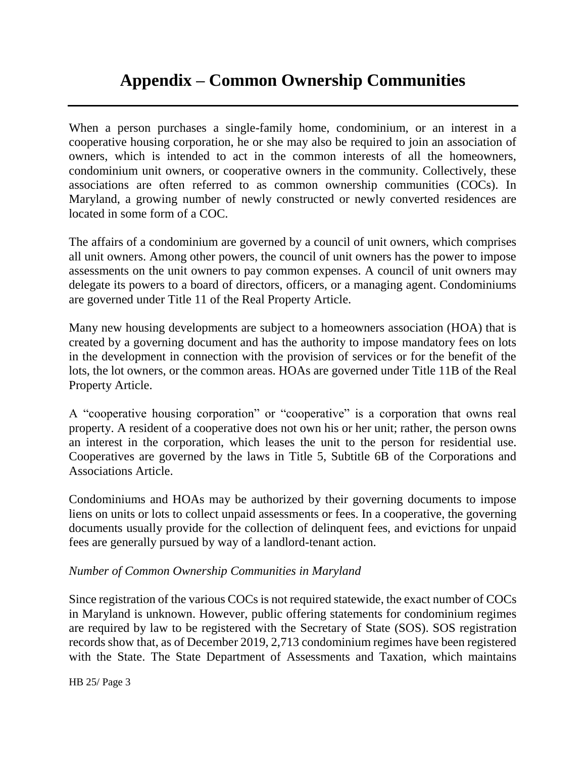# Appendix – Common Ownership Communities

When a person purchases a single-family home, condominium, or an interest in a cooperative housing corporation, he or she may also be required to join an association of owners, which is intended to act in the common interests of all the homeowners, condominium unit owners, or cooperative owners in the community. Collectively, these associations are often referred to as common ownership communities (COCs). In Maryland, a growing number of newly constructed or newly converted residences are located in some form of a COC.

The affairs of a condominium are governed by a council of unit owners, which comprises all unit owners. Among other powers, the council of unit owners has the power to impose assessments on the unit owners to pay common expenses. A council of unit owners may delegate its powers to a board of directors, officers, or a managing agent. Condominiums are governed under Title 11 of the Real Property Article.

Many new housing developments are subject to a homeowners association (HOA) that is created by a governing document and has the authority to impose mandatory fees on lots in the development in connection with the provision of services or for the benefit of the lots, the lot owners, or the common areas. HOAs are governed under Title 11B of the Real Property Article.

A "cooperative housing corporation" or "cooperative" is a corporation that owns real property. A resident of a cooperative does not own his or her unit; rather, the person owns an interest in the corporation, which leases the unit to the person for residential use. Cooperatives are governed by the laws in Title 5, Subtitle 6B of the Corporations and Associations Article.

Condominiums and HOAs may be authorized by their governing documents to impose liens on units or lots to collect unpaid assessments or fees. In a cooperative, the governing documents usually provide for the collection of delinquent fees, and evictions for unpaid fees are generally pursued by way of a landlord-tenant action.

*Number of Common Ownership Communities in Maryland*

Since registration of the various COCs is not required statewide, the exact number of COCs in Maryland is unknown. However, public offering statements for condominium regimes are required by law to be registered with the Secretary of State (SOS). SOS registration records show that, as of December 2019, 2,713 condominium regimes have been registered with the State. The State Department of Assessments and Taxation, which maintains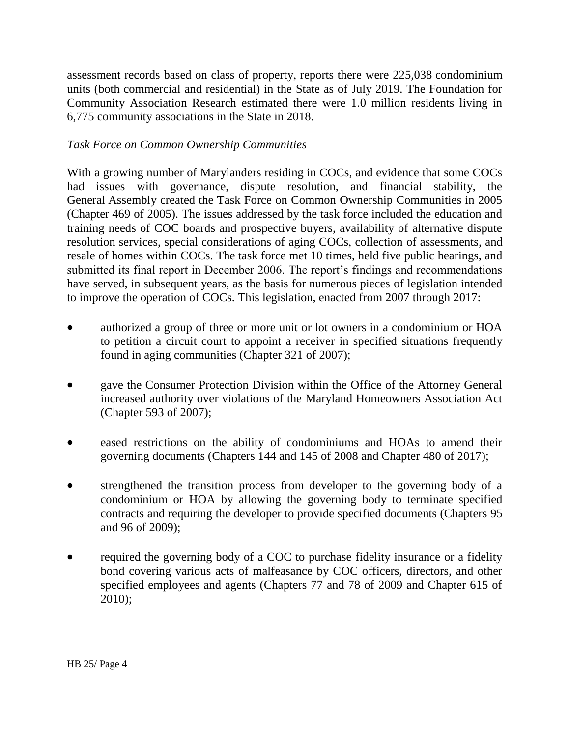assessment records based on class of property, reports there were 225,038 condominium units (both commercial and residential) in the State as of July 2019. The Foundation for Community Association Research estimated there were 1.0 million residents living in 6,775 community associations in the State in 2018.

*Task Force on Common Ownership Communities*

With a growing number of Marylanders residing in COCs, and evidence that some COCs had issues with governance, dispute resolution, and financial stability, the General Assembly created the Task Force on Common Ownership Communities in 2005 (Chapter 469 of 2005). The issues addressed by the task force included the education and training needs of COC boards and prospective buyers, availability of alternative dispute resolution services, special considerations of aging COCs, collection of assessments, and resale of homes within COCs. The task force met 10 times, held five public hearings, and submitted its final report in December 2006. The report's findings and recommendations have served, in subsequent years, as the basis for numerous pieces of legislation intended to improve the operation of COCs. This legislation, enacted from 2007 through 2017:

- authorized a group of three or more unit or lot owners in a condominium or HOA to petition a circuit court to appoint a receiver in specified situations frequently found in aging communities (Chapter 321 of 2007);
- gave the Consumer Protection Division within the Office of the Attorney General increased authority over violations of the Maryland Homeowners Association Act (Chapter 593 of 2007);
- eased restrictions on the ability of condominiums and HOAs to amend their governing documents (Chapters 144 and 145 of 2008 and Chapter 480 of 2017);
- strengthened the transition process from developer to the governing body of a condominium or HOA by allowing the governing body to terminate specified contracts and requiring the developer to provide specified documents (Chapters 95 and 96 of 2009);
- required the governing body of a COC to purchase fidelity insurance or a fidelity bond covering various acts of malfeasance by COC officers, directors, and other specified employees and agents (Chapters 77 and 78 of 2009 and Chapter 615 of 2010);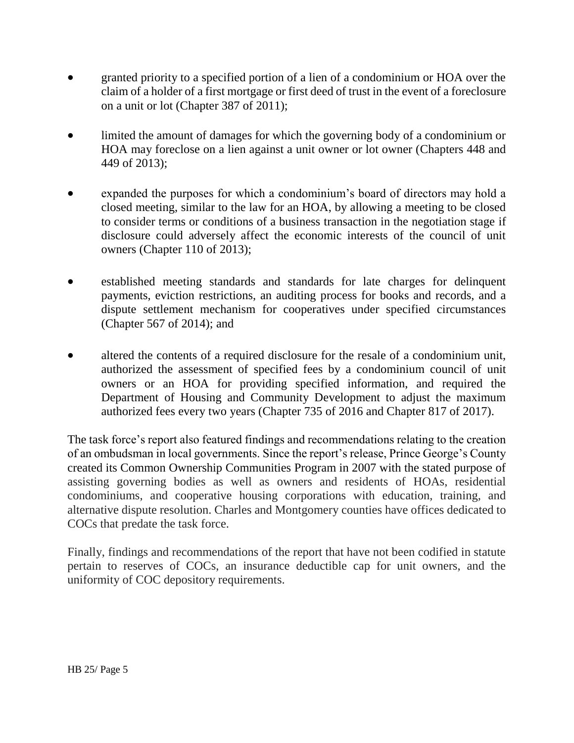- granted priority to a specified portion of a lien of a condominium or HOA over the claim of a holder of a first mortgage or first deed of trust in the event of a foreclosure on a unit or lot (Chapter 387 of 2011);
- limited the amount of damages for which the governing body of a condominium or HOA may foreclose on a lien against a unit owner or lot owner (Chapters 448 and 449 of 2013);
- expanded the purposes for which a condominium's board of directors may hold a closed meeting, similar to the law for an HOA, by allowing a meeting to be closed to consider terms or conditions of a business transaction in the negotiation stage if disclosure could adversely affect the economic interests of the council of unit owners (Chapter 110 of 2013);
- established meeting standards and standards for late charges for delinquent payments, eviction restrictions, an auditing process for books and records, and a dispute settlement mechanism for cooperatives under specified circumstances (Chapter 567 of 2014); and
- altered the contents of a required disclosure for the resale of a condominium unit, authorized the assessment of specified fees by a condominium council of unit owners or an HOA for providing specified information, and required the Department of Housing and Community Development to adjust the maximum authorized fees every two years (Chapter 735 of 2016 and Chapter 817 of 2017).

The task force's report also featured findings and recommendations relating to the creation of an ombudsman in local governments. Since the report's release, Prince George's County created its Common Ownership Communities Program in 2007 with the stated purpose of assisting governing bodies as well as owners and residents of HOAs, residential condominiums, and cooperative housing corporations with education, training, and alternative dispute resolution. Charles and Montgomery counties have offices dedicated to COCs that predate the task force.

Finally, findings and recommendations of the report that have not been codified in statute pertain to reserves of COCs, an insurance deductible cap for unit owners, and the uniformity of COC depository requirements.